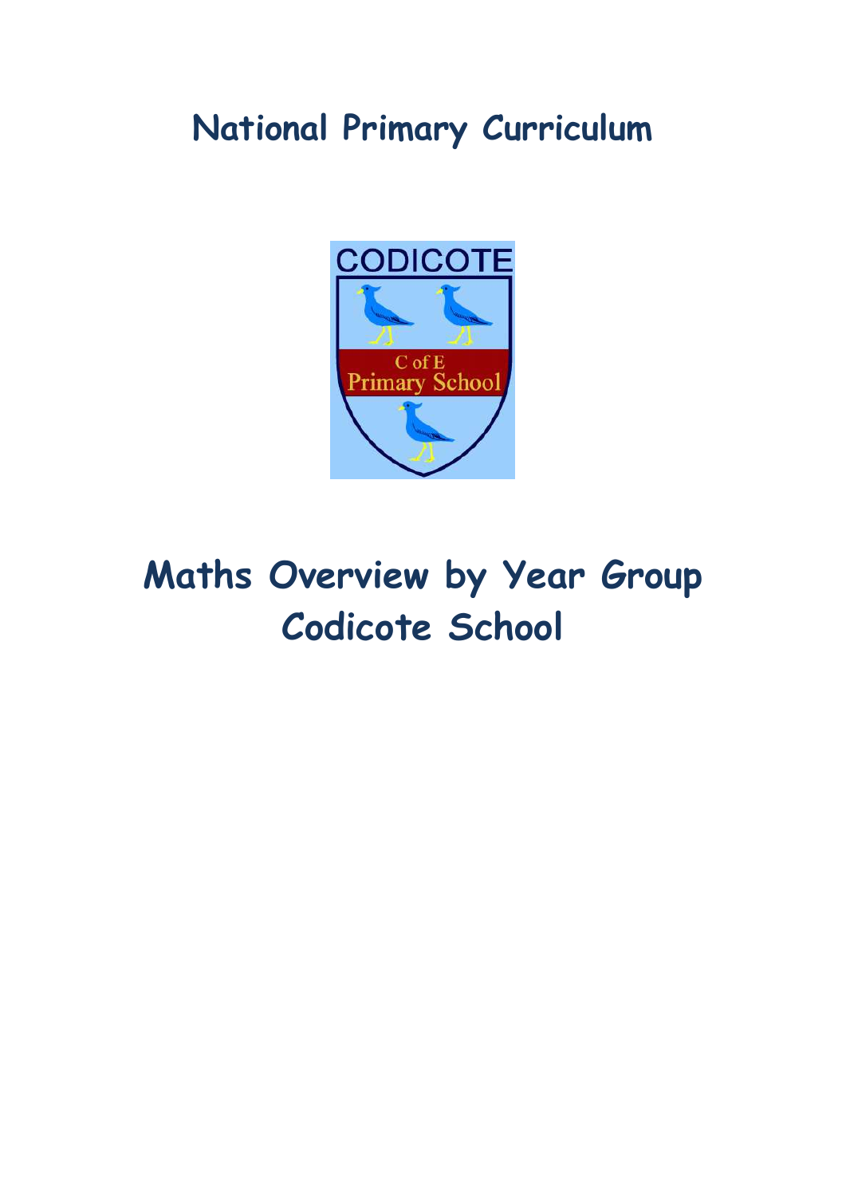# National Primary Curriculum

# Maths Overview by Year Group
# Codicote School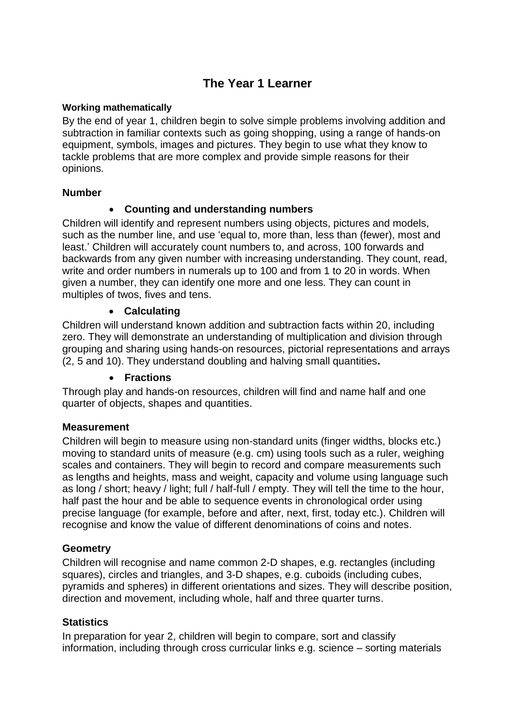# The Year 1 Learner

**Working mathematically**

By the end of year 1, children begin to solve simple problems involving addition and subtraction in familiar contexts such as going shopping, using a range of hands-on equipment, symbols, images and pictures. They begin to use what they know to tackle problems that are more complex and provide simple reasons for their opinions.

## Number

- **Counting and understanding numbers**

Children will identify and represent numbers using objects, pictures and models, such as the number line, and use 'equal to, more than, less than (fewer), most and least.' Children will accurately count numbers to, and across, 100 forwards and backwards from any given number with increasing understanding. They count, read, write and order numbers in numerals up to 100 and from 1 to 20 in words. When given a number, they can identify one more and one less. They can count in multiples of twos, fives and tens.

- **Calculating**

Children will understand known addition and subtraction facts within 20, including zero. They will demonstrate an understanding of multiplication and division through grouping and sharing using hands-on resources, pictorial representations and arrays (2, 5 and 10). They understand doubling and halving small quantities**.**

- **Fractions**

Through play and hands-on resources, children will find and name half and one quarter of objects, shapes and quantities.

## Measurement

Children will begin to measure using non-standard units (finger widths, blocks etc.) moving to standard units of measure (e.g. cm) using tools such as a ruler, weighing scales and containers. They will begin to record and compare measurements such as lengths and heights, mass and weight, capacity and volume using language such as long / short; heavy / light; full / half-full / empty. They will tell the time to the hour, half past the hour and be able to sequence events in chronological order using precise language (for example, before and after, next, first, today etc.). Children will recognise and know the value of different denominations of coins and notes.

## Geometry

Children will recognise and name common 2-D shapes, e.g. rectangles (including squares), circles and triangles, and 3-D shapes, e.g. cuboids (including cubes, pyramids and spheres) in different orientations and sizes. They will describe position, direction and movement, including whole, half and three quarter turns.

## Statistics

In preparation for year 2, children will begin to compare, sort and classify information, including through cross curricular links e.g. science – sorting materials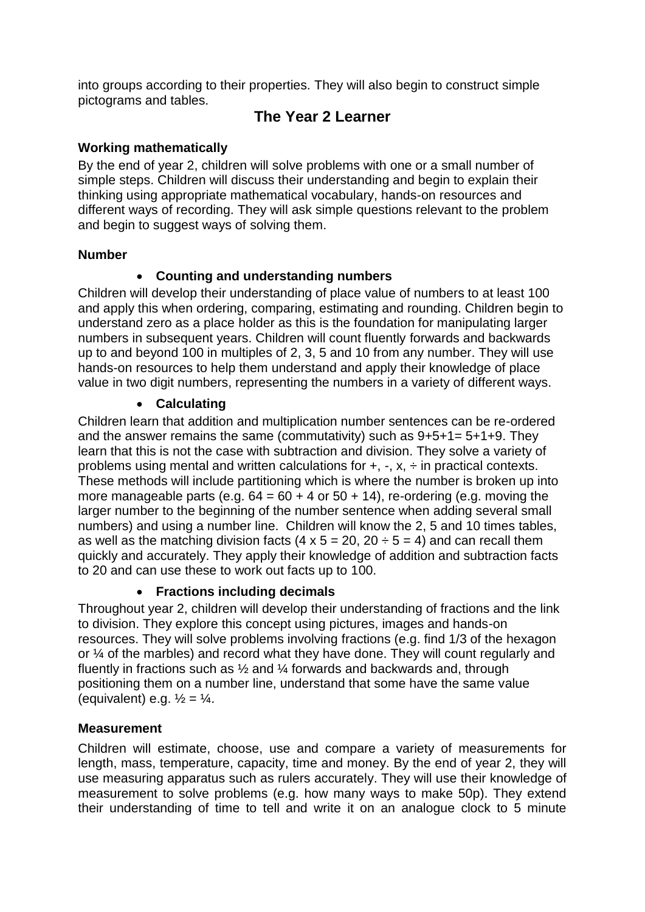into groups according to their properties. They will also begin to construct simple pictograms and tables.

## The Year 2 Learner

**Working mathematically**

By the end of year 2, children will solve problems with one or a small number of simple steps. Children will discuss their understanding and begin to explain their thinking using appropriate mathematical vocabulary, hands-on resources and different ways of recording. They will ask simple questions relevant to the problem and begin to suggest ways of solving them.

**Number**

- **Counting and understanding numbers**

Children will develop their understanding of place value of numbers to at least 100 and apply this when ordering, comparing, estimating and rounding. Children begin to understand zero as a place holder as this is the foundation for manipulating larger numbers in subsequent years. Children will count fluently forwards and backwards up to and beyond 100 in multiples of 2, 3, 5 and 10 from any number. They will use hands-on resources to help them understand and apply their knowledge of place value in two digit numbers, representing the numbers in a variety of different ways.

- **Calculating**

Children learn that addition and multiplication number sentences can be re-ordered and the answer remains the same (commutativity) such as $9+5+1= 5+1+9$. They learn that this is not the case with subtraction and division. They solve a variety of problems using mental and written calculations for +, -, x, ÷ in practical contexts. These methods will include partitioning which is where the number is broken up into more manageable parts (e.g. $64 = 60 + 4$ or $50 + 14$), re-ordering (e.g. moving the larger number to the beginning of the number sentence when adding several small numbers) and using a number line. Children will know the 2, 5 and 10 times tables, as well as the matching division facts ($4 \times 5 = 20$, $20 \div 5 = 4$) and can recall them quickly and accurately. They apply their knowledge of addition and subtraction facts to 20 and can use these to work out facts up to 100.

- **Fractions including decimals**

Throughout year 2, children will develop their understanding of fractions and the link to division. They explore this concept using pictures, images and hands-on resources. They will solve problems involving fractions (e.g. find 1/3 of the hexagon or ¼ of the marbles) and record what they have done. They will count regularly and fluently in fractions such as ½ and ¼ forwards and backwards and, through positioning them on a number line, understand that some have the same value (equivalent) e.g. ½ = ¼.

**Measurement**

Children will estimate, choose, use and compare a variety of measurements for length, mass, temperature, capacity, time and money. By the end of year 2, they will use measuring apparatus such as rulers accurately. They will use their knowledge of measurement to solve problems (e.g. how many ways to make 50p). They extend their understanding of time to tell and write it on an analogue clock to 5 minute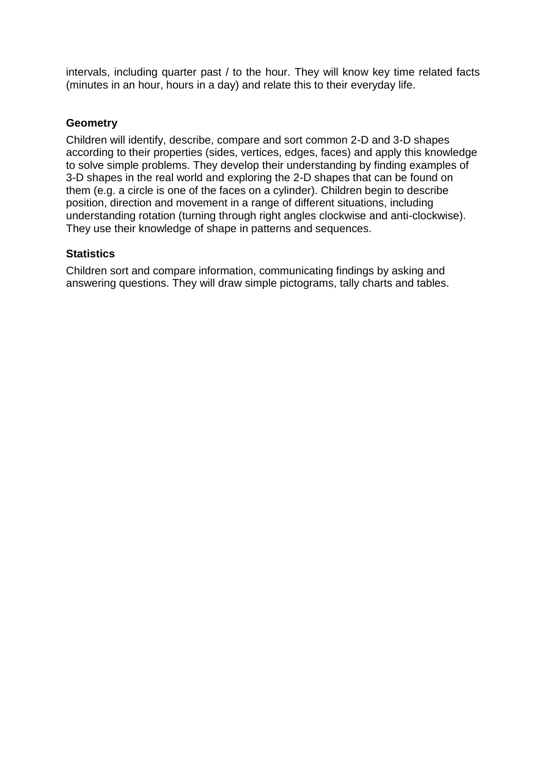intervals, including quarter past / to the hour. They will know key time related facts (minutes in an hour, hours in a day) and relate this to their everyday life.

### Geometry

Children will identify, describe, compare and sort common 2-D and 3-D shapes according to their properties (sides, vertices, edges, faces) and apply this knowledge to solve simple problems. They develop their understanding by finding examples of 3-D shapes in the real world and exploring the 2-D shapes that can be found on them (e.g. a circle is one of the faces on a cylinder). Children begin to describe position, direction and movement in a range of different situations, including understanding rotation (turning through right angles clockwise and anti-clockwise). They use their knowledge of shape in patterns and sequences.

### Statistics

Children sort and compare information, communicating findings by asking and answering questions. They will draw simple pictograms, tally charts and tables.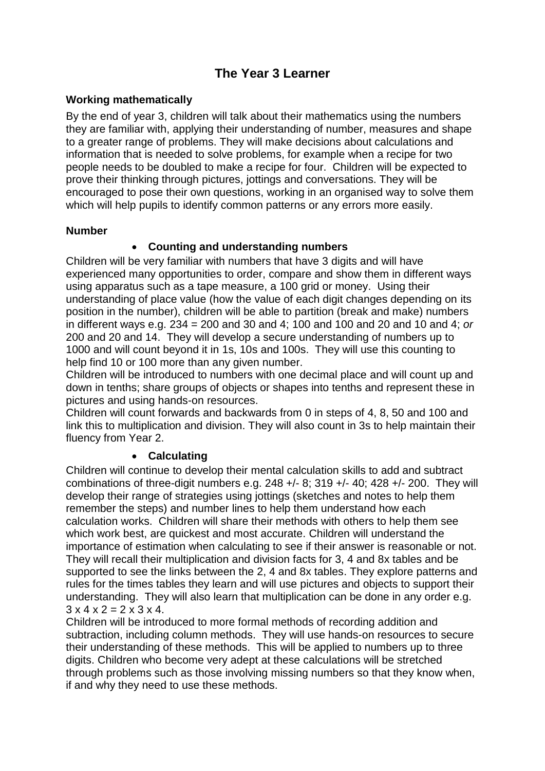# The Year 3 Learner

**Working mathematically**

By the end of year 3, children will talk about their mathematics using the numbers they are familiar with, applying their understanding of number, measures and shape to a greater range of problems. They will make decisions about calculations and information that is needed to solve problems, for example when a recipe for two people needs to be doubled to make a recipe for four. Children will be expected to prove their thinking through pictures, jottings and conversations. They will be encouraged to pose their own questions, working in an organised way to solve them which will help pupils to identify common patterns or any errors more easily.

**Number**

- **Counting and understanding numbers**

Children will be very familiar with numbers that have 3 digits and will have experienced many opportunities to order, compare and show them in different ways using apparatus such as a tape measure, a 100 grid or money. Using their understanding of place value (how the value of each digit changes depending on its position in the number), children will be able to partition (break and make) numbers in different ways e.g. 234 = 200 and 30 and 4; 100 and 100 and 20 and 10 and 4; *or* 200 and 20 and 14. They will develop a secure understanding of numbers up to 1000 and will count beyond it in 1s, 10s and 100s. They will use this counting to help find 10 or 100 more than any given number.
Children will be introduced to numbers with one decimal place and will count up and down in tenths; share groups of objects or shapes into tenths and represent these in pictures and using hands-on resources.
Children will count forwards and backwards from 0 in steps of 4, 8, 50 and 100 and link this to multiplication and division. They will also count in 3s to help maintain their fluency from Year 2.

- **Calculating**

Children will continue to develop their mental calculation skills to add and subtract combinations of three-digit numbers e.g. 248 +/- 8; 319 +/- 40; 428 +/- 200. They will develop their range of strategies using jottings (sketches and notes to help them remember the steps) and number lines to help them understand how each calculation works. Children will share their methods with others to help them see which work best, are quickest and most accurate. Children will understand the importance of estimation when calculating to see if their answer is reasonable or not. They will recall their multiplication and division facts for 3, 4 and 8x tables and be supported to see the links between the 2, 4 and 8x tables. They explore patterns and rules for the times tables they learn and will use pictures and objects to support their understanding. They will also learn that multiplication can be done in any order e.g. $3 \times 4 \times 2 = 2 \times 3 \times 4$.
Children will be introduced to more formal methods of recording addition and subtraction, including column methods. They will use hands-on resources to secure their understanding of these methods. This will be applied to numbers up to three digits. Children who become very adept at these calculations will be stretched through problems such as those involving missing numbers so that they know when, if and why they need to use these methods.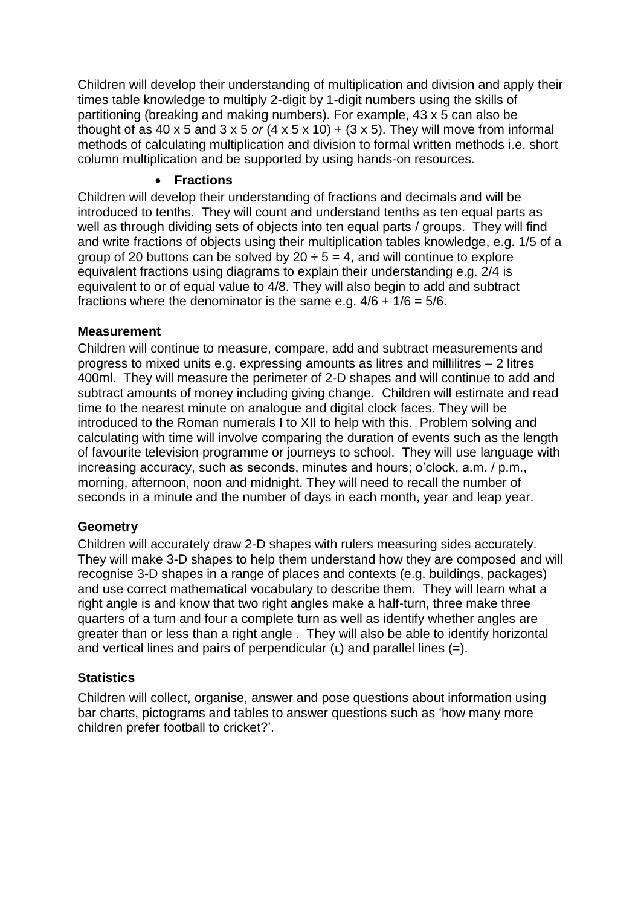Children will develop their understanding of multiplication and division and apply their times table knowledge to multiply 2-digit by 1-digit numbers using the skills of partitioning (breaking and making numbers). For example, 43 x 5 can also be thought of as 40 x 5 and 3 x 5 *or* (4 x 5 x 10) + (3 x 5). They will move from informal methods of calculating multiplication and division to formal written methods i.e. short column multiplication and be supported by using hands-on resources.

- **Fractions**

Children will develop their understanding of fractions and decimals and will be introduced to tenths. They will count and understand tenths as ten equal parts as well as through dividing sets of objects into ten equal parts / groups. They will find and write fractions of objects using their multiplication tables knowledge, e.g. 1/5 of a group of 20 buttons can be solved by 20 ÷ 5 = 4, and will continue to explore equivalent fractions using diagrams to explain their understanding e.g. 2/4 is equivalent to or of equal value to 4/8. They will also begin to add and subtract fractions where the denominator is the same e.g. 4/6 + 1/6 = 5/6.

**Measurement**

Children will continue to measure, compare, add and subtract measurements and progress to mixed units e.g. expressing amounts as litres and millilitres – 2 litres 400ml. They will measure the perimeter of 2-D shapes and will continue to add and subtract amounts of money including giving change. Children will estimate and read time to the nearest minute on analogue and digital clock faces. They will be introduced to the Roman numerals I to XII to help with this. Problem solving and calculating with time will involve comparing the duration of events such as the length of favourite television programme or journeys to school. They will use language with increasing accuracy, such as seconds, minutes and hours; o'clock, a.m. / p.m., morning, afternoon, noon and midnight. They will need to recall the number of seconds in a minute and the number of days in each month, year and leap year.

**Geometry**

Children will accurately draw 2-D shapes with rulers measuring sides accurately. They will make 3-D shapes to help them understand how they are composed and will recognise 3-D shapes in a range of places and contexts (e.g. buildings, packages) and use correct mathematical vocabulary to describe them. They will learn what a right angle is and know that two right angles make a half-turn, three make three quarters of a turn and four a complete turn as well as identify whether angles are greater than or less than a right angle . They will also be able to identify horizontal and vertical lines and pairs of perpendicular (ʟ) and parallel lines (=).

**Statistics**

Children will collect, organise, answer and pose questions about information using bar charts, pictograms and tables to answer questions such as 'how many more children prefer football to cricket?'.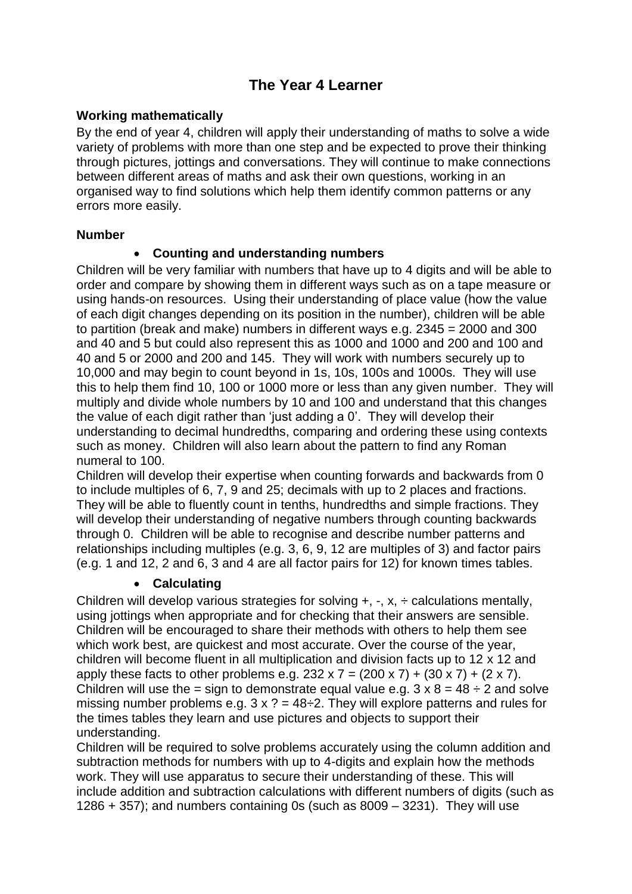# The Year 4 Learner

**Working mathematically**

By the end of year 4, children will apply their understanding of maths to solve a wide variety of problems with more than one step and be expected to prove their thinking through pictures, jottings and conversations. They will continue to make connections between different areas of maths and ask their own questions, working in an organised way to find solutions which help them identify common patterns or any errors more easily.

**Number**

- **Counting and understanding numbers**

Children will be very familiar with numbers that have up to 4 digits and will be able to order and compare by showing them in different ways such as on a tape measure or using hands-on resources. Using their understanding of place value (how the value of each digit changes depending on its position in the number), children will be able to partition (break and make) numbers in different ways e.g. 2345 = 2000 and 300 and 40 and 5 but could also represent this as 1000 and 1000 and 200 and 100 and 40 and 5 or 2000 and 200 and 145. They will work with numbers securely up to 10,000 and may begin to count beyond in 1s, 10s, 100s and 1000s. They will use this to help them find 10, 100 or 1000 more or less than any given number. They will multiply and divide whole numbers by 10 and 100 and understand that this changes the value of each digit rather than 'just adding a 0'. They will develop their understanding to decimal hundredths, comparing and ordering these using contexts such as money. Children will also learn about the pattern to find any Roman numeral to 100.

Children will develop their expertise when counting forwards and backwards from 0 to include multiples of 6, 7, 9 and 25; decimals with up to 2 places and fractions. They will be able to fluently count in tenths, hundredths and simple fractions. They will develop their understanding of negative numbers through counting backwards through 0. Children will be able to recognise and describe number patterns and relationships including multiples (e.g. 3, 6, 9, 12 are multiples of 3) and factor pairs (e.g. 1 and 12, 2 and 6, 3 and 4 are all factor pairs for 12) for known times tables.

- **Calculating**

Children will develop various strategies for solving +, -, x, ÷ calculations mentally, using jottings when appropriate and for checking that their answers are sensible. Children will be encouraged to share their methods with others to help them see which work best, are quickest and most accurate. Over the course of the year, children will become fluent in all multiplication and division facts up to 12 x 12 and apply these facts to other problems e.g. 232 x 7 = (200 x 7) + (30 x 7) + (2 x 7). Children will use the = sign to demonstrate equal value e.g. 3 x 8 = 48 ÷ 2 and solve missing number problems e.g. 3 x ? = 48÷2. They will explore patterns and rules for the times tables they learn and use pictures and objects to support their understanding.

Children will be required to solve problems accurately using the column addition and subtraction methods for numbers with up to 4-digits and explain how the methods work. They will use apparatus to secure their understanding of these. This will include addition and subtraction calculations with different numbers of digits (such as 1286 + 357); and numbers containing 0s (such as 8009 – 3231). They will use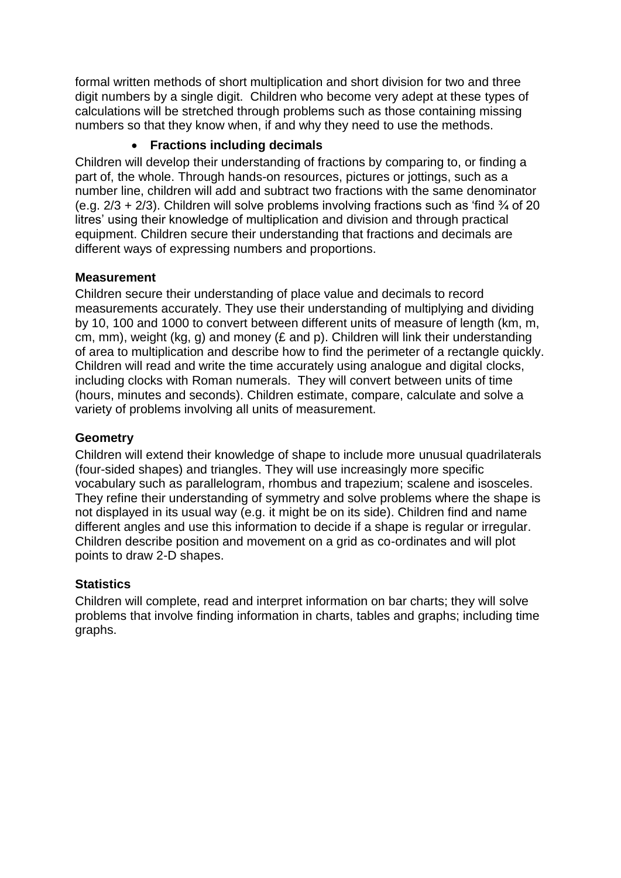formal written methods of short multiplication and short division for two and three digit numbers by a single digit. Children who become very adept at these types of calculations will be stretched through problems such as those containing missing numbers so that they know when, if and why they need to use the methods.

- **Fractions including decimals**

Children will develop their understanding of fractions by comparing to, or finding a part of, the whole. Through hands-on resources, pictures or jottings, such as a number line, children will add and subtract two fractions with the same denominator (e.g. $2/3 + 2/3$). Children will solve problems involving fractions such as 'find ¾ of 20 litres' using their knowledge of multiplication and division and through practical equipment. Children secure their understanding that fractions and decimals are different ways of expressing numbers and proportions.

**Measurement**

Children secure their understanding of place value and decimals to record measurements accurately. They use their understanding of multiplying and dividing by 10, 100 and 1000 to convert between different units of measure of length (km, m, cm, mm), weight (kg, g) and money (£ and p). Children will link their understanding of area to multiplication and describe how to find the perimeter of a rectangle quickly. Children will read and write the time accurately using analogue and digital clocks, including clocks with Roman numerals. They will convert between units of time (hours, minutes and seconds). Children estimate, compare, calculate and solve a variety of problems involving all units of measurement.

**Geometry**

Children will extend their knowledge of shape to include more unusual quadrilaterals (four-sided shapes) and triangles. They will use increasingly more specific vocabulary such as parallelogram, rhombus and trapezium; scalene and isosceles. They refine their understanding of symmetry and solve problems where the shape is not displayed in its usual way (e.g. it might be on its side). Children find and name different angles and use this information to decide if a shape is regular or irregular. Children describe position and movement on a grid as co-ordinates and will plot points to draw 2-D shapes.

**Statistics**

Children will complete, read and interpret information on bar charts; they will solve problems that involve finding information in charts, tables and graphs; including time graphs.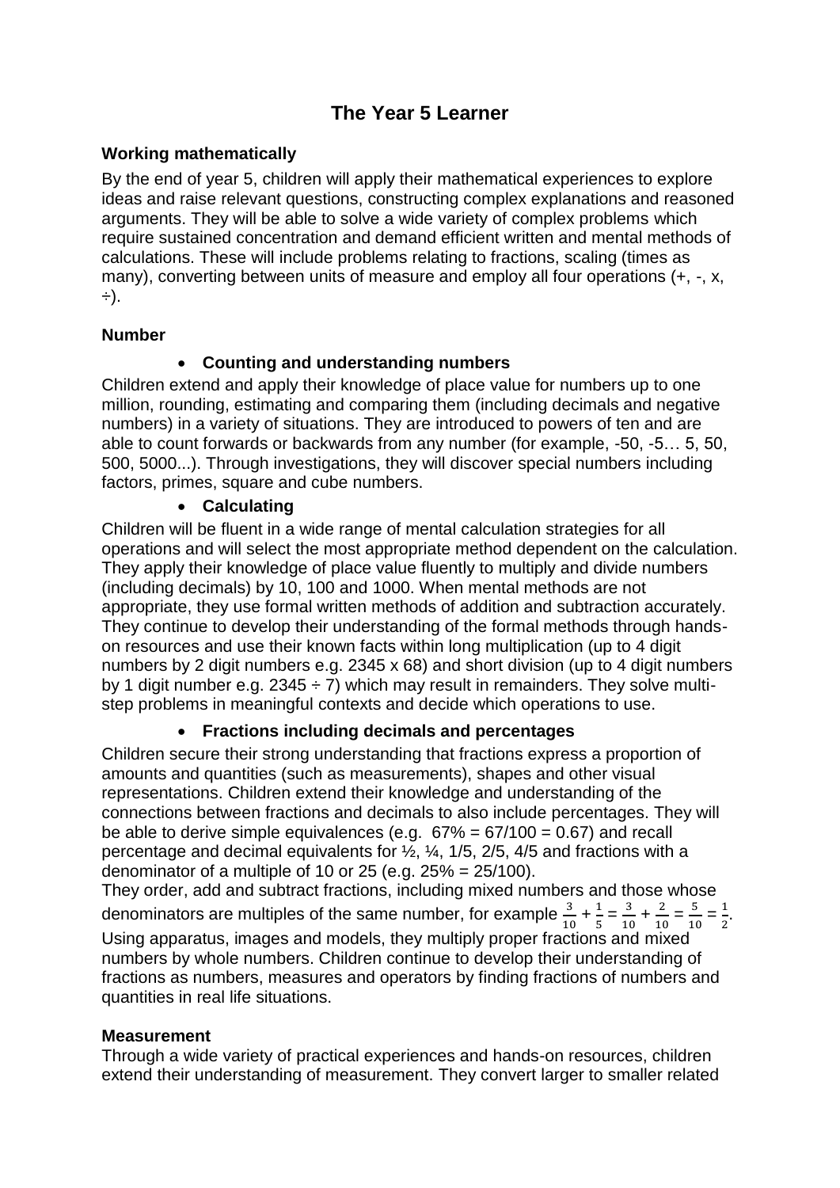# The Year 5 Learner

### Working mathematically

By the end of year 5, children will apply their mathematical experiences to explore ideas and raise relevant questions, constructing complex explanations and reasoned arguments. They will be able to solve a wide variety of complex problems which require sustained concentration and demand efficient written and mental methods of calculations. These will include problems relating to fractions, scaling (times as many), converting between units of measure and employ all four operations (+, -, x, ÷).

### Number

- **Counting and understanding numbers**

Children extend and apply their knowledge of place value for numbers up to one million, rounding, estimating and comparing them (including decimals and negative numbers) in a variety of situations. They are introduced to powers of ten and are able to count forwards or backwards from any number (for example, -50, -5… 5, 50, 500, 5000...). Through investigations, they will discover special numbers including factors, primes, square and cube numbers.

- **Calculating**

Children will be fluent in a wide range of mental calculation strategies for all operations and will select the most appropriate method dependent on the calculation. They apply their knowledge of place value fluently to multiply and divide numbers (including decimals) by 10, 100 and 1000. When mental methods are not appropriate, they use formal written methods of addition and subtraction accurately. They continue to develop their understanding of the formal methods through hands-on resources and use their known facts within long multiplication (up to 4 digit numbers by 2 digit numbers e.g. 2345 x 68) and short division (up to 4 digit numbers by 1 digit number e.g. 2345 ÷ 7) which may result in remainders. They solve multi-step problems in meaningful contexts and decide which operations to use.

- **Fractions including decimals and percentages**

Children secure their strong understanding that fractions express a proportion of amounts and quantities (such as measurements), shapes and other visual representations. Children extend their knowledge and understanding of the connections between fractions and decimals to also include percentages. They will be able to derive simple equivalences (e.g. 67% = 67/100 = 0.67) and recall percentage and decimal equivalents for ½, ¼, 1/5, 2/5, 4/5 and fractions with a denominator of a multiple of 10 or 25 (e.g. 25% = 25/100).

They order, add and subtract fractions, including mixed numbers and those whose denominators are multiples of the same number, for example $\frac{3}{10} + \frac{1}{5} = \frac{3}{10} + \frac{2}{10} = \frac{5}{10} = \frac{1}{2}$. Using apparatus, images and models, they multiply proper fractions and mixed numbers by whole numbers. Children continue to develop their understanding of fractions as numbers, measures and operators by finding fractions of numbers and quantities in real life situations.

### Measurement

Through a wide variety of practical experiences and hands-on resources, children extend their understanding of measurement. They convert larger to smaller related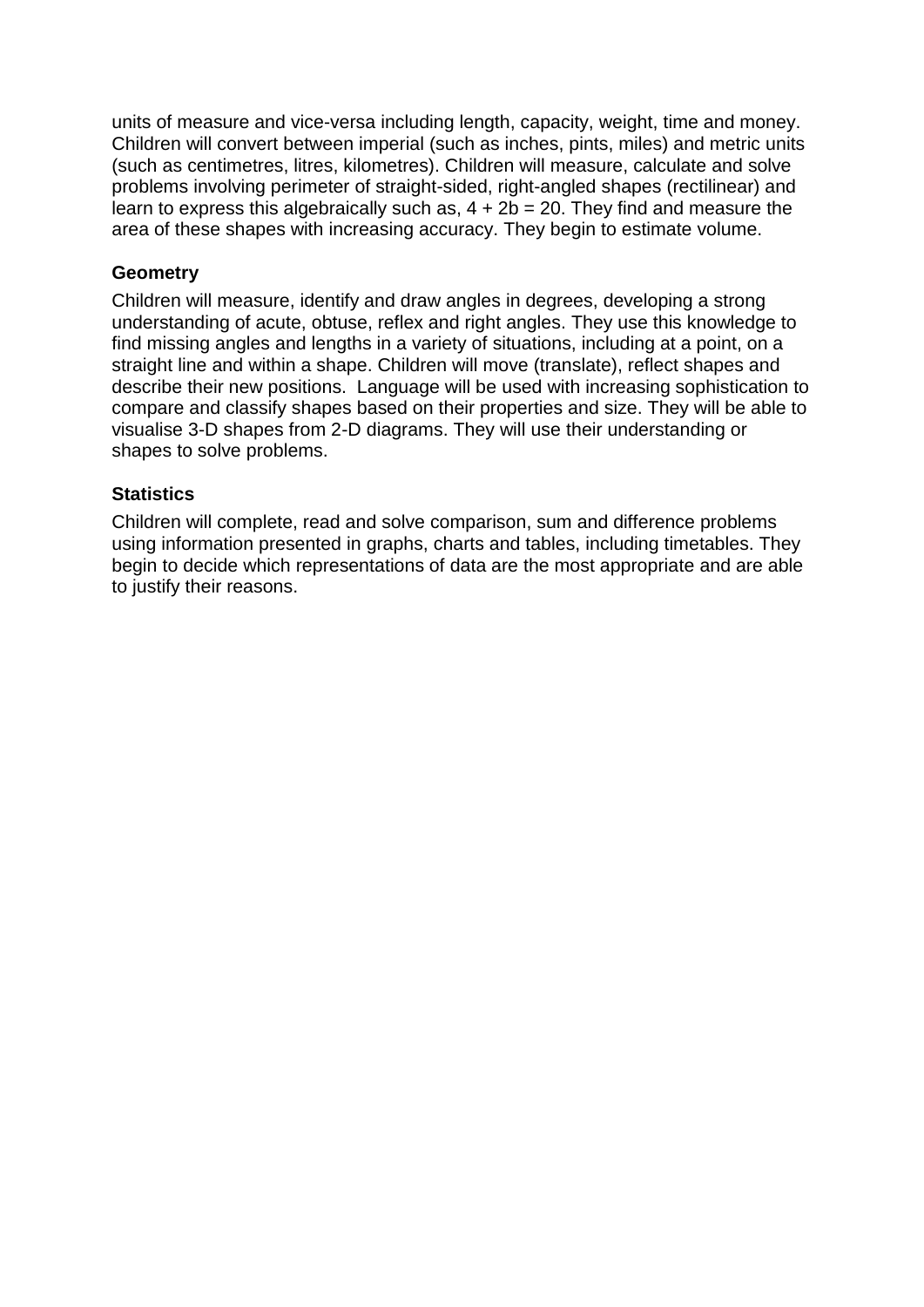units of measure and vice-versa including length, capacity, weight, time and money. Children will convert between imperial (such as inches, pints, miles) and metric units (such as centimetres, litres, kilometres). Children will measure, calculate and solve problems involving perimeter of straight-sided, right-angled shapes (rectilinear) and learn to express this algebraically such as, $4 + 2b = 20$. They find and measure the area of these shapes with increasing accuracy. They begin to estimate volume.

### Geometry

Children will measure, identify and draw angles in degrees, developing a strong understanding of acute, obtuse, reflex and right angles. They use this knowledge to find missing angles and lengths in a variety of situations, including at a point, on a straight line and within a shape. Children will move (translate), reflect shapes and describe their new positions.  Language will be used with increasing sophistication to compare and classify shapes based on their properties and size. They will be able to visualise 3-D shapes from 2-D diagrams. They will use their understanding or shapes to solve problems.

### Statistics

Children will complete, read and solve comparison, sum and difference problems using information presented in graphs, charts and tables, including timetables. They begin to decide which representations of data are the most appropriate and are able to justify their reasons.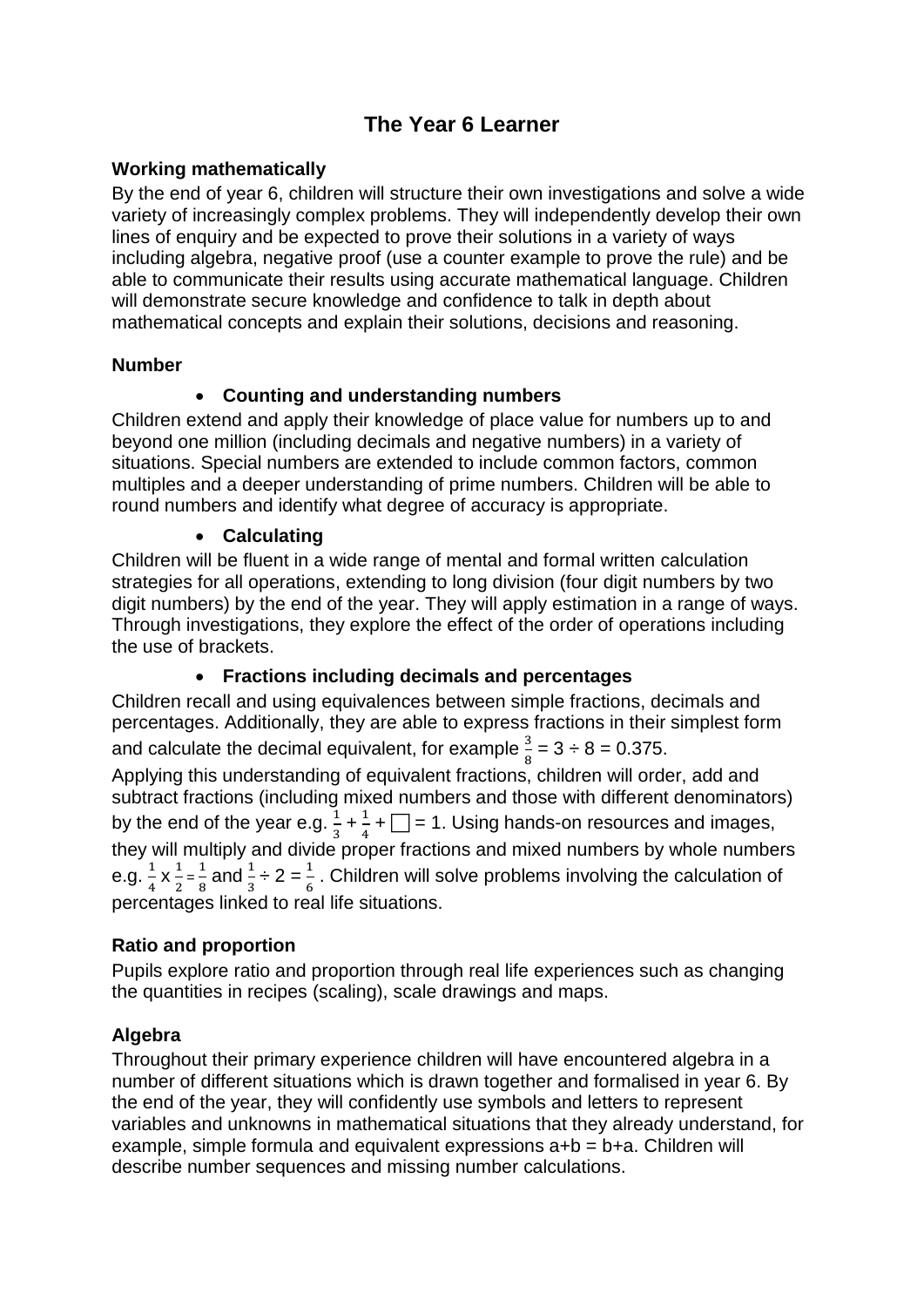# The Year 6 Learner

**Working mathematically**

By the end of year 6, children will structure their own investigations and solve a wide variety of increasingly complex problems. They will independently develop their own lines of enquiry and be expected to prove their solutions in a variety of ways including algebra, negative proof (use a counter example to prove the rule) and be able to communicate their results using accurate mathematical language. Children will demonstrate secure knowledge and confidence to talk in depth about mathematical concepts and explain their solutions, decisions and reasoning.

**Number**

- **Counting and understanding numbers**

Children extend and apply their knowledge of place value for numbers up to and beyond one million (including decimals and negative numbers) in a variety of situations. Special numbers are extended to include common factors, common multiples and a deeper understanding of prime numbers. Children will be able to round numbers and identify what degree of accuracy is appropriate.

- **Calculating**

Children will be fluent in a wide range of mental and formal written calculation strategies for all operations, extending to long division (four digit numbers by two digit numbers) by the end of the year. They will apply estimation in a range of ways. Through investigations, they explore the effect of the order of operations including the use of brackets.

- **Fractions including decimals and percentages**

Children recall and using equivalences between simple fractions, decimals and percentages. Additionally, they are able to express fractions in their simplest form and calculate the decimal equivalent, for example $\frac{3}{8} = 3 \div 8 = 0.375$.
Applying this understanding of equivalent fractions, children will order, add and subtract fractions (including mixed numbers and those with different denominators) by the end of the year e.g. $\frac{1}{3} + \frac{1}{4} + \square = 1$. Using hands-on resources and images, they will multiply and divide proper fractions and mixed numbers by whole numbers e.g. $\frac{1}{4} \times \frac{1}{2} = \frac{1}{8}$ and $\frac{1}{3} \div 2 = \frac{1}{6}$ . Children will solve problems involving the calculation of percentages linked to real life situations.

**Ratio and proportion**

Pupils explore ratio and proportion through real life experiences such as changing the quantities in recipes (scaling), scale drawings and maps.

**Algebra**

Throughout their primary experience children will have encountered algebra in a number of different situations which is drawn together and formalised in year 6. By the end of the year, they will confidently use symbols and letters to represent variables and unknowns in mathematical situations that they already understand, for example, simple formula and equivalent expressions a+b = b+a. Children will describe number sequences and missing number calculations.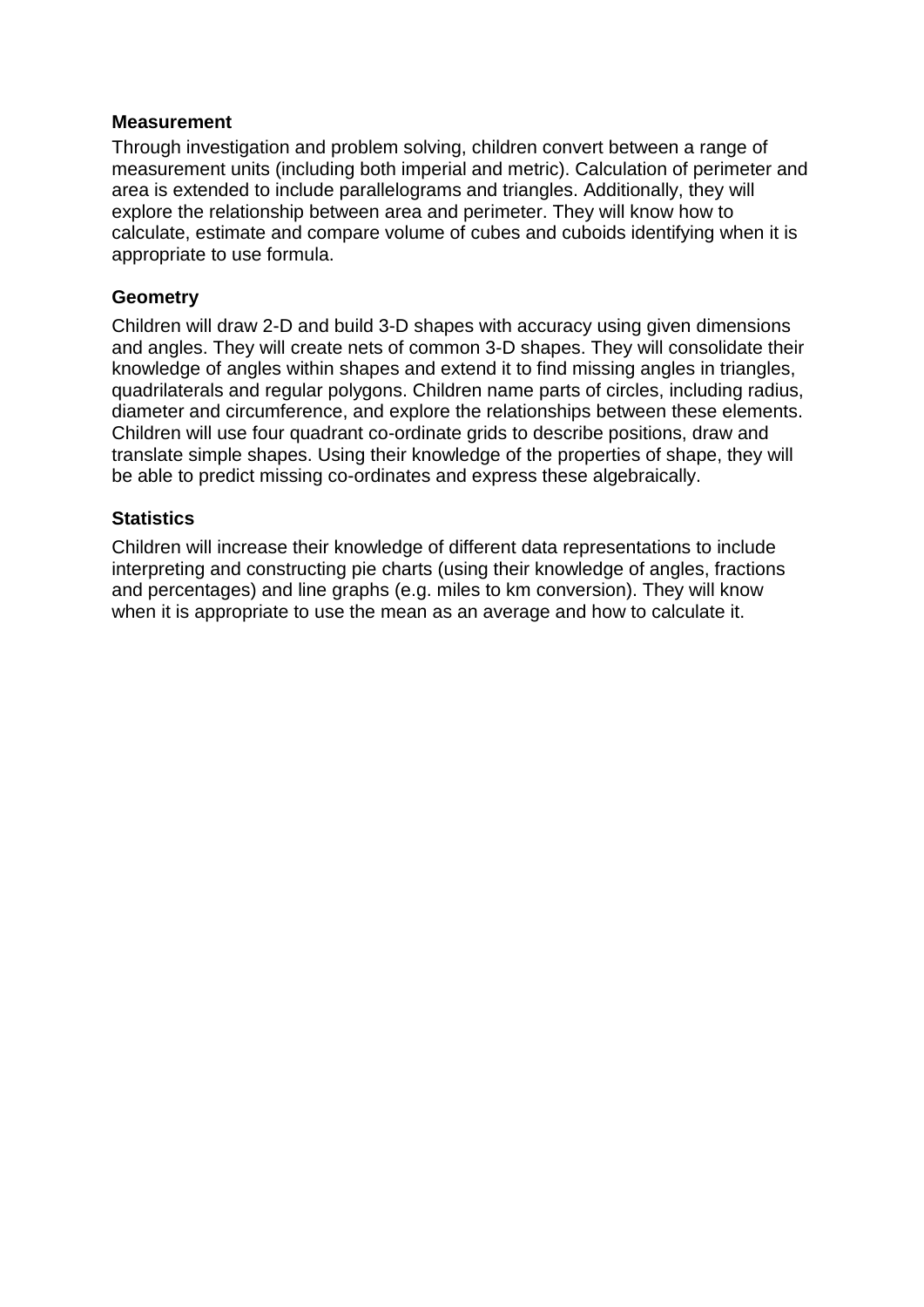**Measurement**

Through investigation and problem solving, children convert between a range of measurement units (including both imperial and metric). Calculation of perimeter and area is extended to include parallelograms and triangles. Additionally, they will explore the relationship between area and perimeter. They will know how to calculate, estimate and compare volume of cubes and cuboids identifying when it is appropriate to use formula.

**Geometry**

Children will draw 2-D and build 3-D shapes with accuracy using given dimensions and angles. They will create nets of common 3-D shapes. They will consolidate their knowledge of angles within shapes and extend it to find missing angles in triangles, quadrilaterals and regular polygons. Children name parts of circles, including radius, diameter and circumference, and explore the relationships between these elements. Children will use four quadrant co-ordinate grids to describe positions, draw and translate simple shapes. Using their knowledge of the properties of shape, they will be able to predict missing co-ordinates and express these algebraically.

**Statistics**

Children will increase their knowledge of different data representations to include interpreting and constructing pie charts (using their knowledge of angles, fractions and percentages) and line graphs (e.g. miles to km conversion). They will know when it is appropriate to use the mean as an average and how to calculate it.